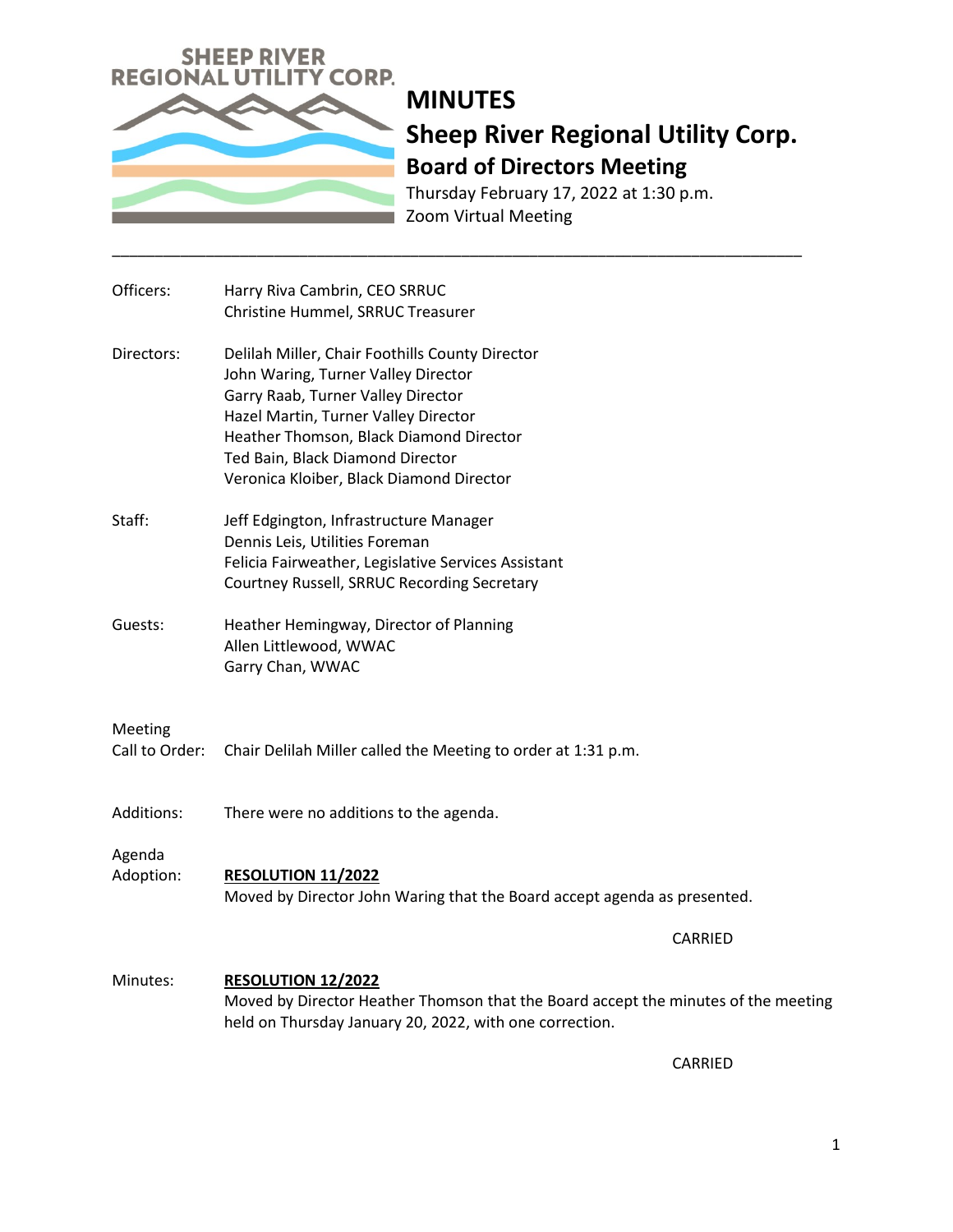SHEEP RIVER REGIONAL UTILITY CORP.

# MINUTES

## Sheep River Regional Utility Corp.

### Board of Directors Meeting

Thursday February 17, 2022 at 1:30 p.m.
Zoom Virtual Meeting

---

**Officers:**
Harry Riva Cambrin, CEO SRRUC
Christine Hummel, SRRUC Treasurer

**Directors:**
Delilah Miller, Chair Foothills County Director
John Waring, Turner Valley Director
Garry Raab, Turner Valley Director
Hazel Martin, Turner Valley Director
Heather Thomson, Black Diamond Director
Ted Bain, Black Diamond Director
Veronica Kloiber, Black Diamond Director

**Staff:**
Jeff Edgington, Infrastructure Manager
Dennis Leis, Utilities Foreman
Felicia Fairweather, Legislative Services Assistant
Courtney Russell, SRRUC Recording Secretary

**Guests:**
Heather Hemingway, Director of Planning
Allen Littlewood, WWAC
Garry Chan, WWAC

**Meeting Call to Order:** Chair Delilah Miller called the Meeting to order at 1:31 p.m.

**Additions:** There were no additions to the agenda.

**Agenda Adoption:**

**RESOLUTION 11/2022**
Moved by Director John Waring that the Board accept agenda as presented.

CARRIED

**Minutes:**

**RESOLUTION 12/2022**
Moved by Director Heather Thomson that the Board accept the minutes of the meeting held on Thursday January 20, 2022, with one correction.

CARRIED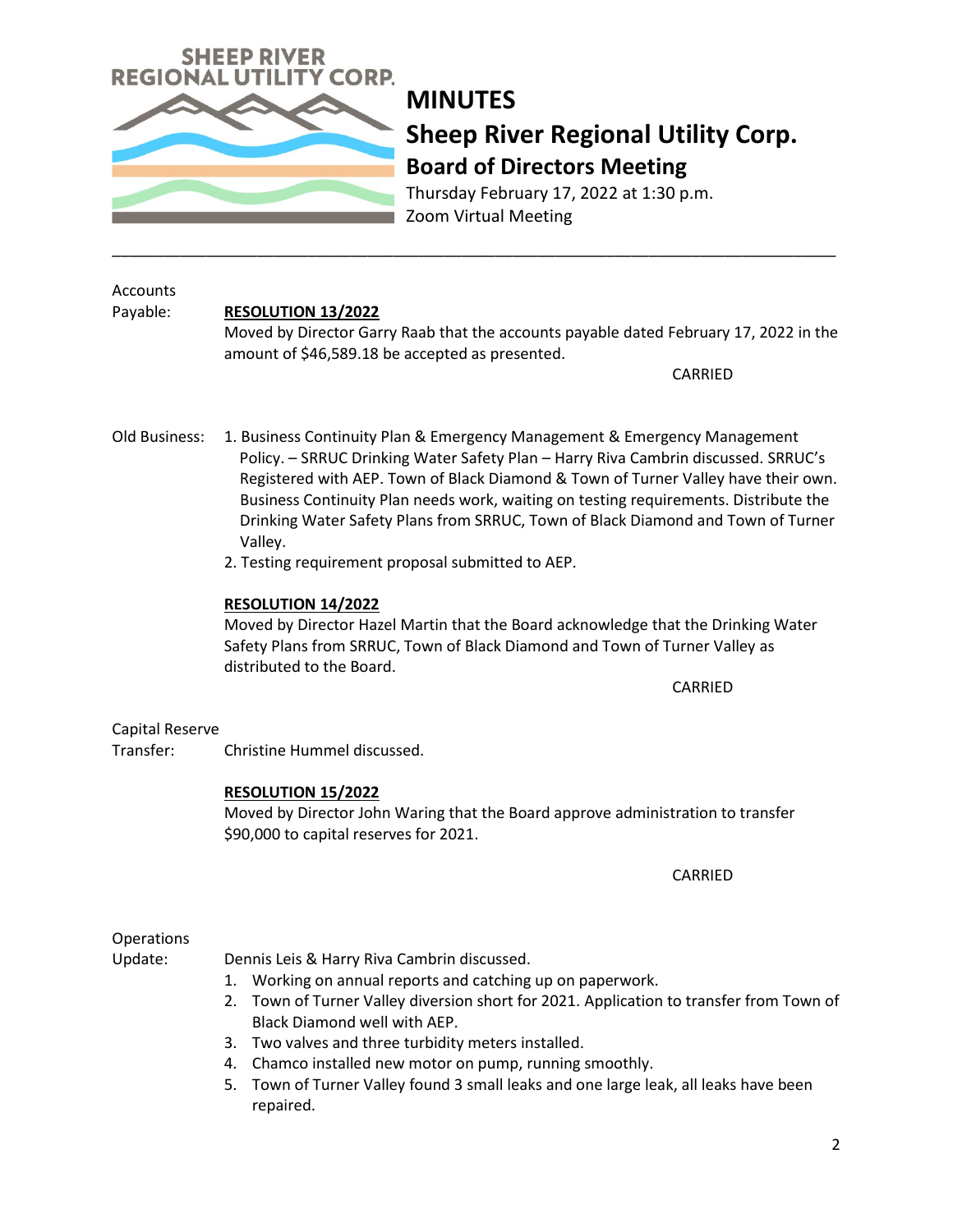**MINUTES**

**Sheep River Regional Utility Corp.**

**Board of Directors Meeting**

Thursday February 17, 2022 at 1:30 p.m.
Zoom Virtual Meeting

---

Accounts Payable:

**RESOLUTION 13/2022**

Moved by Director Garry Raab that the accounts payable dated February 17, 2022 in the amount of $46,589.18 be accepted as presented.

CARRIED

Old Business:

1. Business Continuity Plan & Emergency Management & Emergency Management Policy. – SRRUC Drinking Water Safety Plan – Harry Riva Cambrin discussed. SRRUC's Registered with AEP. Town of Black Diamond & Town of Turner Valley have their own. Business Continuity Plan needs work, waiting on testing requirements. Distribute the Drinking Water Safety Plans from SRRUC, Town of Black Diamond and Town of Turner Valley.
2. Testing requirement proposal submitted to AEP.

**RESOLUTION 14/2022**

Moved by Director Hazel Martin that the Board acknowledge that the Drinking Water Safety Plans from SRRUC, Town of Black Diamond and Town of Turner Valley as distributed to the Board.

CARRIED

Capital Reserve Transfer:

Christine Hummel discussed.

**RESOLUTION 15/2022**

Moved by Director John Waring that the Board approve administration to transfer $90,000 to capital reserves for 2021.

CARRIED

Operations Update:

Dennis Leis & Harry Riva Cambrin discussed.

1. Working on annual reports and catching up on paperwork.
2. Town of Turner Valley diversion short for 2021. Application to transfer from Town of Black Diamond well with AEP.
3. Two valves and three turbidity meters installed.
4. Chamco installed new motor on pump, running smoothly.
5. Town of Turner Valley found 3 small leaks and one large leak, all leaks have been repaired.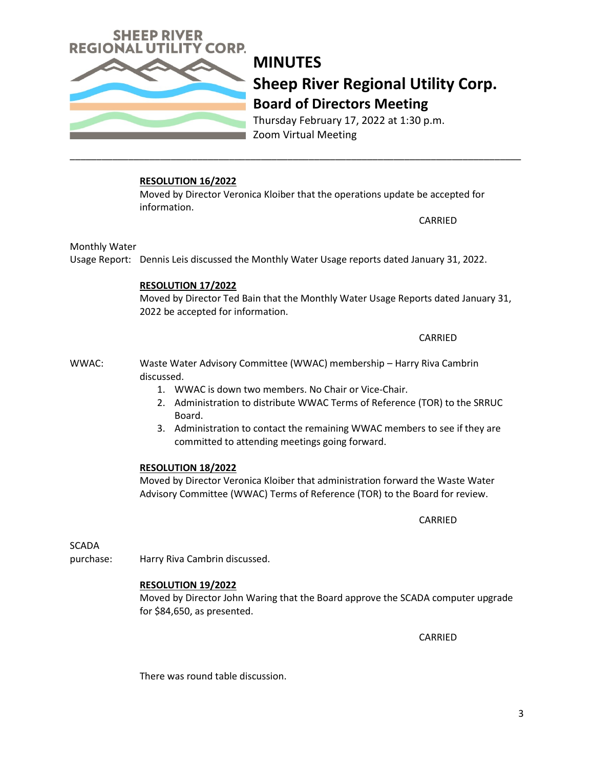# MINUTES

## Sheep River Regional Utility Corp.

### Board of Directors Meeting

Thursday February 17, 2022 at 1:30 p.m.
Zoom Virtual Meeting

---

**RESOLUTION 16/2022**

Moved by Director Veronica Kloiber that the operations update be accepted for information.

CARRIED

Monthly Water Usage Report: Dennis Leis discussed the Monthly Water Usage reports dated January 31, 2022.

**RESOLUTION 17/2022**

Moved by Director Ted Bain that the Monthly Water Usage Reports dated January 31, 2022 be accepted for information.

CARRIED

WWAC: Waste Water Advisory Committee (WWAC) membership – Harry Riva Cambrin discussed.

1. WWAC is down two members. No Chair or Vice-Chair.
2. Administration to distribute WWAC Terms of Reference (TOR) to the SRRUC Board.
3. Administration to contact the remaining WWAC members to see if they are committed to attending meetings going forward.

**RESOLUTION 18/2022**

Moved by Director Veronica Kloiber that administration forward the Waste Water Advisory Committee (WWAC) Terms of Reference (TOR) to the Board for review.

CARRIED

SCADA purchase: Harry Riva Cambrin discussed.

**RESOLUTION 19/2022**

Moved by Director John Waring that the Board approve the SCADA computer upgrade for $84,650, as presented.

CARRIED

There was round table discussion.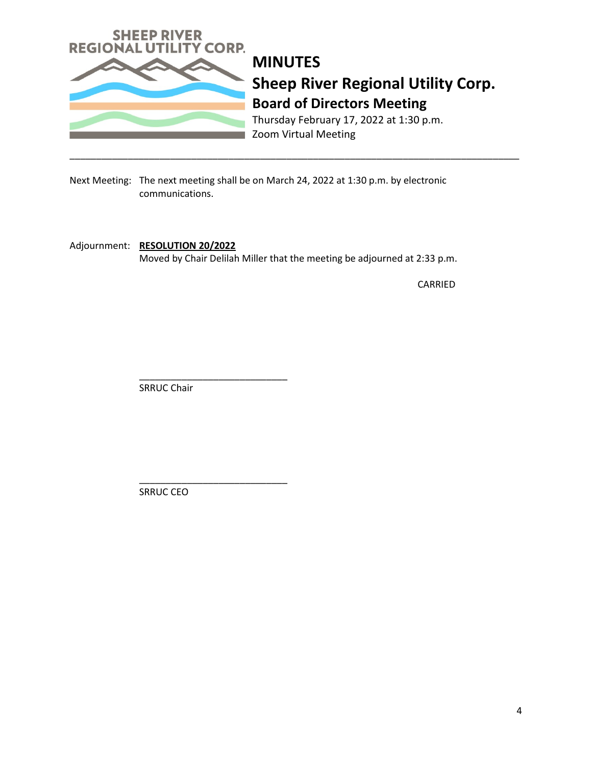SHEEP RIVER REGIONAL UTILITY CORP.

# MINUTES

## Sheep River Regional Utility Corp.

### Board of Directors Meeting

Thursday February 17, 2022 at 1:30 p.m.
Zoom Virtual Meeting

---

Next Meeting: The next meeting shall be on March 24, 2022 at 1:30 p.m. by electronic communications.

Adjournment: **RESOLUTION 20/2022**
Moved by Chair Delilah Miller that the meeting be adjourned at 2:33 p.m.

CARRIED

____________________________
SRRUC Chair

____________________________
SRRUC CEO